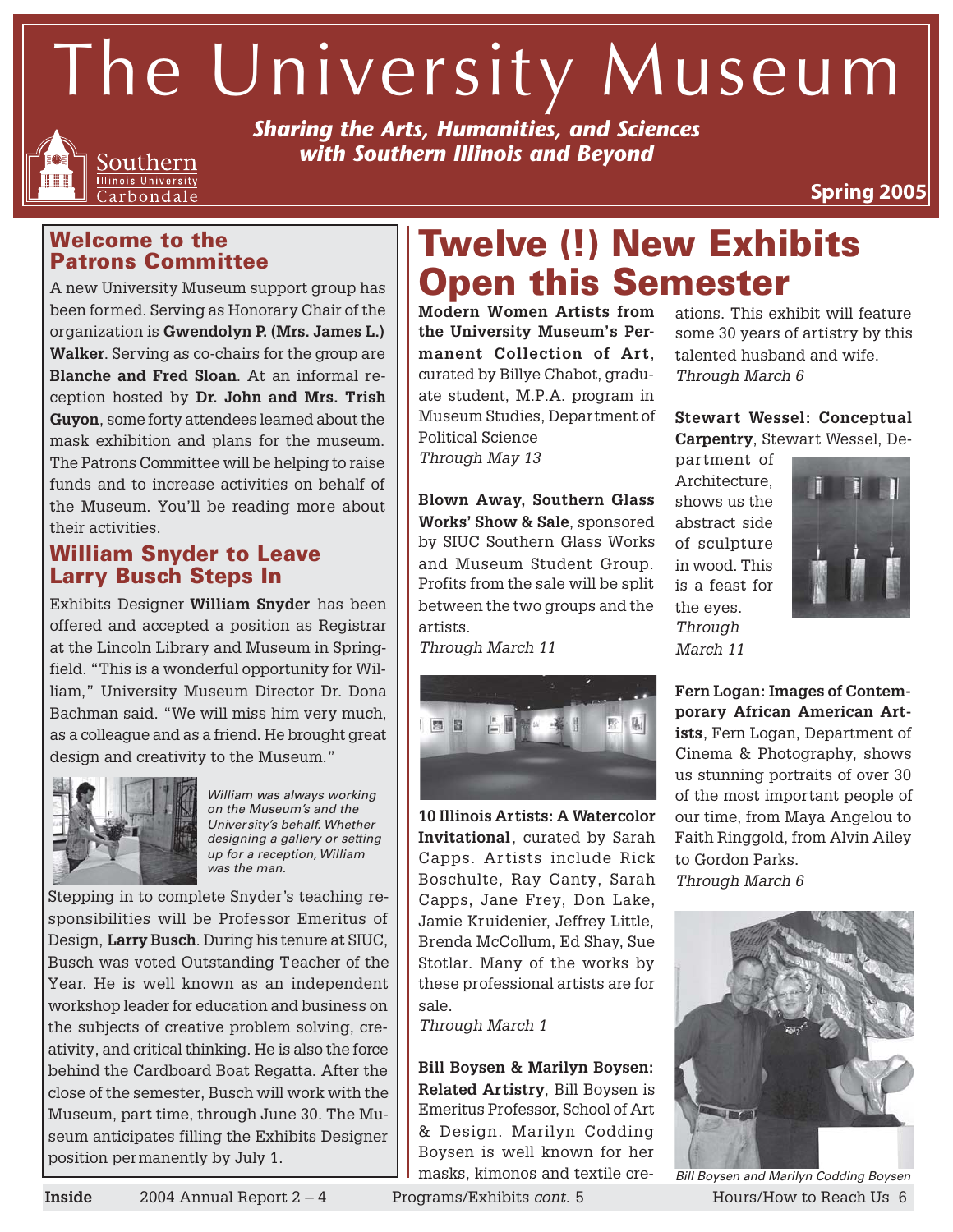# The University Museum

***Sharing the Arts, Humanities, and Sciences with Southern Illinois and Beyond***

Southern Illinois University Carbondale

**Spring 2005**

## Welcome to the Patrons Committee

A new University Museum support group has been formed. Serving as Honorary Chair of the organization is **Gwendolyn P. (Mrs. James L.) Walker**. Serving as co-chairs for the group are **Blanche and Fred Sloan**. At an informal reception hosted by **Dr. John and Mrs. Trish Guyon**, some forty attendees learned about the mask exhibition and plans for the museum. The Patrons Committee will be helping to raise funds and to increase activities on behalf of the Museum. You'll be reading more about their activities.

## William Snyder to Leave Larry Busch Steps In

Exhibits Designer **William Snyder** has been offered and accepted a position as Registrar at the Lincoln Library and Museum in Springfield. "This is a wonderful opportunity for William," University Museum Director Dr. Dona Bachman said. "We will miss him very much, as a colleague and as a friend. He brought great design and creativity to the Museum."

*William was always working on the Museum's and the University's behalf. Whether designing a gallery or setting up for a reception, William was the man.*

Stepping in to complete Snyder's teaching responsibilities will be Professor Emeritus of Design, **Larry Busch**. During his tenure at SIUC, Busch was voted Outstanding Teacher of the Year. He is well known as an independent workshop leader for education and business on the subjects of creative problem solving, creativity, and critical thinking. He is also the force behind the Cardboard Boat Regatta. After the close of the semester, Busch will work with the Museum, part time, through June 30. The Museum anticipates filling the Exhibits Designer position permanently by July 1.

# Twelve (!) New Exhibits Open this Semester

**Modern Women Artists from the University Museum's Permanent Collection of Art**, curated by Billye Chabot, graduate student, M.P.A. program in Museum Studies, Department of Political Science
*Through May 13*

**Blown Away, Southern Glass Works' Show & Sale**, sponsored by SIUC Southern Glass Works and Museum Student Group. Profits from the sale will be split between the two groups and the artists.
*Through March 11*

**10 Illinois Artists: A Watercolor Invitational**, curated by Sarah Capps. Artists include Rick Boschulte, Ray Canty, Sarah Capps, Jane Frey, Don Lake, Jamie Kruidenier, Jeffrey Little, Brenda McCollum, Ed Shay, Sue Stotlar. Many of the works by these professional artists are for sale.
*Through March 1*

**Bill Boysen & Marilyn Boysen: Related Artistry**, Bill Boysen is Emeritus Professor, School of Art & Design. Marilyn Codding Boysen is well known for her masks, kimonos and textile creations. This exhibit will feature some 30 years of artistry by this talented husband and wife.
*Through March 6*

**Stewart Wessel: Conceptual Carpentry**, Stewart Wessel, Department of Architecture, shows us the abstract side of sculpture in wood. This is a feast for the eyes.
*Through March 11*

**Fern Logan: Images of Contemporary African American Artists**, Fern Logan, Department of Cinema & Photography, shows us stunning portraits of over 30 of the most important people of our time, from Maya Angelou to Faith Ringgold, from Alvin Ailey to Gordon Parks.
*Through March 6*

*Bill Boysen and Marilyn Codding Boysen*

**Inside** 2004 Annual Report 2 – 4 Programs/Exhibits *cont.* 5 Hours/How to Reach Us 6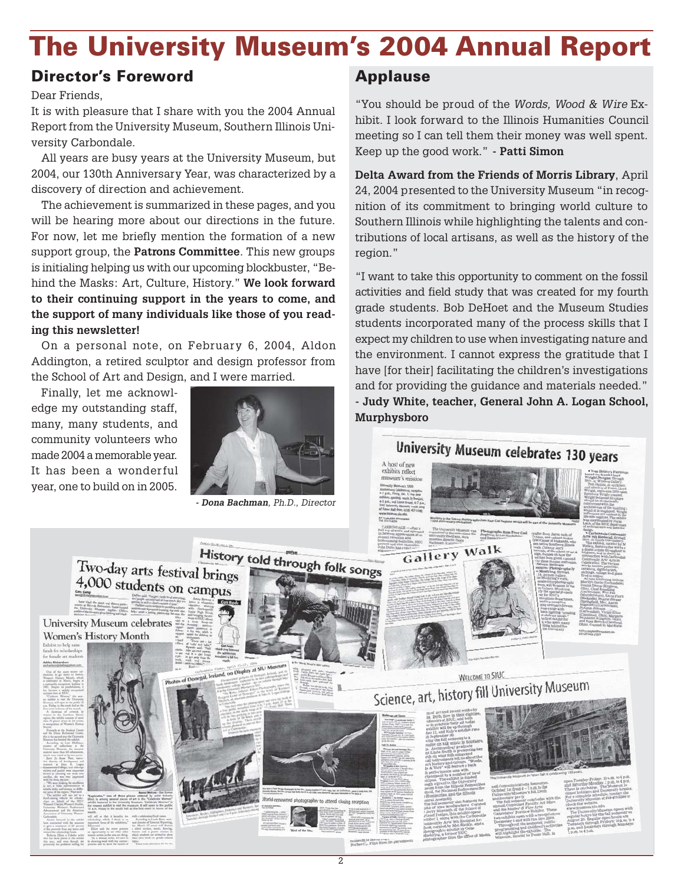# The University Museum's 2004 Annual Report

## Director's Foreword

Dear Friends,

It is with pleasure that I share with you the 2004 Annual Report from the University Museum, Southern Illinois University Carbondale.

All years are busy years at the University Museum, but 2004, our 130th Anniversary Year, was characterized by a discovery of direction and achievement.

The achievement is summarized in these pages, and you will be hearing more about our directions in the future. For now, let me briefly mention the formation of a new support group, the **Patrons Committee**. This new groups is initialing helping us with our upcoming blockbuster, "Behind the Masks: Art, Culture, History." **We look forward to their continuing support in the years to come, and the support of many individuals like those of you reading this newsletter!**

On a personal note, on February 6, 2004, Aldon Addington, a retired sculptor and design professor from the School of Art and Design, and I were married.

Finally, let me acknowledge my outstanding staff, many, many students, and community volunteers who made 2004 a memorable year. It has been a wonderful year, one to build on in 2005.

*- **Dona Bachman**, Ph.D., Director*

## Applause

"You should be proud of the *Words, Wood & Wire* Exhibit. I look forward to the Illinois Humanities Council meeting so I can tell them their money was well spent. Keep up the good work." **- Patti Simon**

**Delta Award from the Friends of Morris Library**, April 24, 2004 presented to the University Museum "in recognition of its commitment to bringing world culture to Southern Illinois while highlighting the talents and contributions of local artisans, as well as the history of the region."

"I want to take this opportunity to comment on the fossil activities and field study that was created for my fourth grade students. Bob DeHoet and the Museum Studies students incorporated many of the process skills that I expect my children to use when investigating nature and the environment. I cannot express the gratitude that I have [for their] facilitating the children's investigations and for providing the guidance and materials needed."
**- Judy White, teacher, General John A. Logan School, Murphysboro**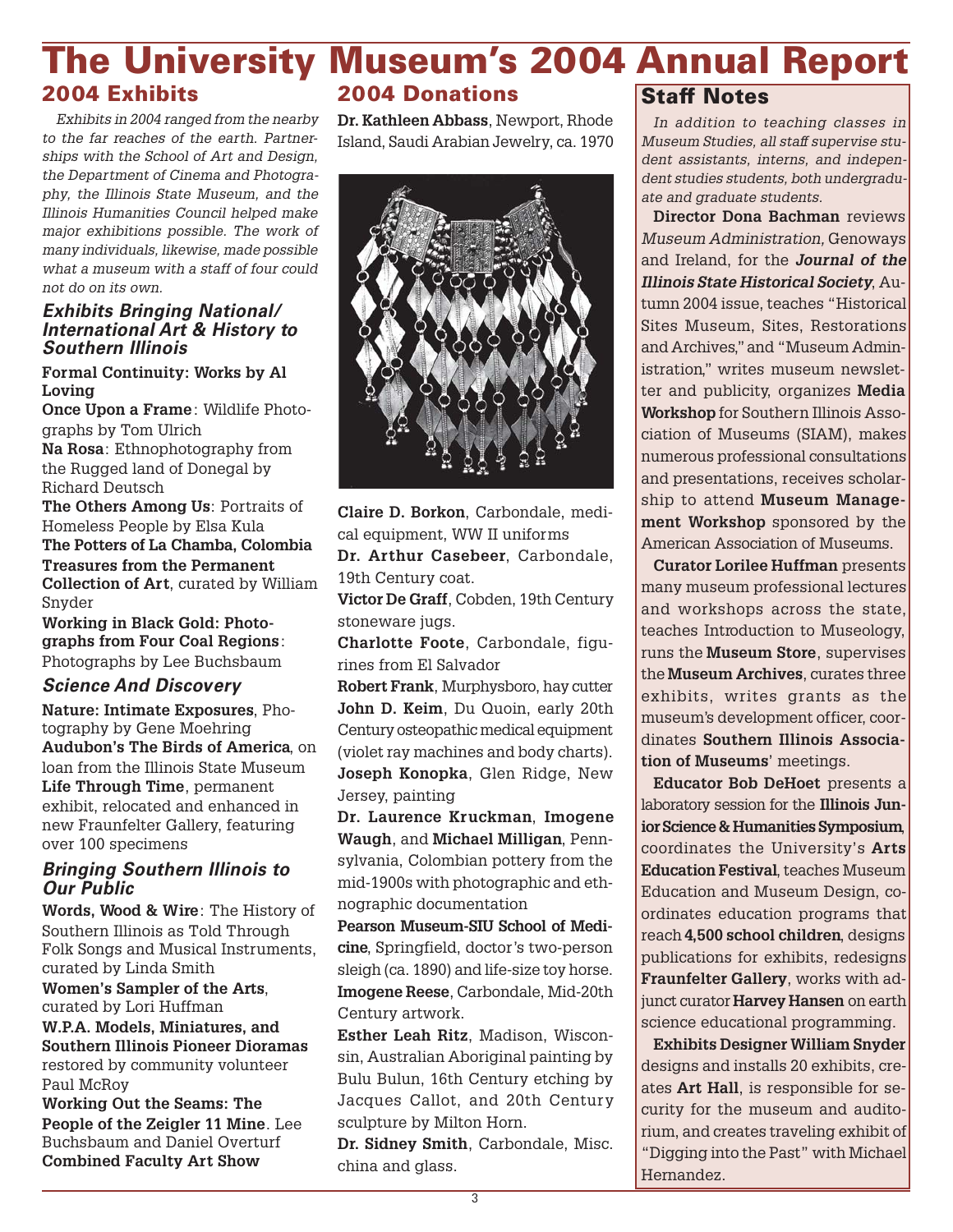# The University Museum's 2004 Annual Report

## 2004 Exhibits

*Exhibits in 2004 ranged from the nearby to the far reaches of the earth. Partnerships with the School of Art and Design, the Department of Cinema and Photography, the Illinois State Museum, and the Illinois Humanities Council helped make major exhibitions possible. The work of many individuals, likewise, made possible what a museum with a staff of four could not do on its own.*

### Exhibits Bringing National/ International Art & History to Southern Illinois

**Formal Continuity: Works by Al Loving**

**Once Upon a Frame**: Wildlife Photographs by Tom Ulrich

**Na Rosa**: Ethnophotography from the Rugged land of Donegal by Richard Deutsch

**The Others Among Us**: Portraits of Homeless People by Elsa Kula

**The Potters of La Chamba, Colombia**

**Treasures from the Permanent Collection of Art**, curated by William Snyder

**Working in Black Gold: Photographs from Four Coal Regions**: Photographs by Lee Buchsbaum

### Science And Discovery

**Nature: Intimate Exposures**, Photography by Gene Moehring

**Audubon's The Birds of America**, on loan from the Illinois State Museum

**Life Through Time**, permanent exhibit, relocated and enhanced in new Fraunfelter Gallery, featuring over 100 specimens

### Bringing Southern Illinois to Our Public

**Words, Wood & Wire**: The History of Southern Illinois as Told Through Folk Songs and Musical Instruments, curated by Linda Smith

**Women's Sampler of the Arts**, curated by Lori Huffman

**W.P.A. Models, Miniatures, and Southern Illinois Pioneer Dioramas** restored by community volunteer Paul McRoy

**Working Out the Seams: The People of the Zeigler 11 Mine**. Lee Buchsbaum and Daniel Overturf

**Combined Faculty Art Show**

## 2004 Donations

**Dr. Kathleen Abbass**, Newport, Rhode Island, Saudi Arabian Jewelry, ca. 1970

**Claire D. Borkon**, Carbondale, medical equipment, WW II uniforms

**Dr. Arthur Casebeer**, Carbondale, 19th Century coat.

**Victor De Graff**, Cobden, 19th Century stoneware jugs.

**Charlotte Foote**, Carbondale, figurines from El Salvador

**Robert Frank**, Murphysboro, hay cutter

**John D. Keim**, Du Quoin, early 20th Century osteopathic medical equipment (violet ray machines and body charts).

**Joseph Konopka**, Glen Ridge, New Jersey, painting

**Dr. Laurence Kruckman**, **Imogene Waugh**, and **Michael Milligan**, Pennsylvania, Colombian pottery from the mid-1900s with photographic and ethnographic documentation

**Pearson Museum-SIU School of Medicine**, Springfield, doctor's two-person sleigh (ca. 1890) and life-size toy horse.

**Imogene Reese**, Carbondale, Mid-20th Century artwork.

**Esther Leah Ritz**, Madison, Wisconsin, Australian Aboriginal painting by Bulu Bulun, 16th Century etching by Jacques Callot, and 20th Century sculpture by Milton Horn.

**Dr. Sidney Smith**, Carbondale, Misc. china and glass.

## Staff Notes

*In addition to teaching classes in Museum Studies, all staff supervise student assistants, interns, and independent studies students, both undergraduate and graduate students.*

**Director Dona Bachman** reviews *Museum Administration,* Genoways and Ireland, for the ***Journal of the Illinois State Historical Society***, Autumn 2004 issue, teaches "Historical Sites Museum, Sites, Restorations and Archives," and "Museum Administration," writes museum newsletter and publicity, organizes **Media Workshop** for Southern Illinois Association of Museums (SIAM), makes numerous professional consultations and presentations, receives scholarship to attend **Museum Management Workshop** sponsored by the American Association of Museums.

**Curator Lorilee Huffman** presents many museum professional lectures and workshops across the state, teaches Introduction to Museology, runs the **Museum Store**, supervises the **Museum Archives**, curates three exhibits, writes grants as the museum's development officer, coordinates **Southern Illinois Association of Museums**' meetings.

**Educator Bob DeHoet** presents a laboratory session for the **Illinois Junior Science & Humanities Symposium**, coordinates the University's **Arts Education Festival**, teaches Museum Education and Museum Design, coordinates education programs that reach **4,500 school children**, designs publications for exhibits, redesigns **Fraunfelter Gallery**, works with adjunct curator **Harvey Hansen** on earth science educational programming.

**Exhibits Designer William Snyder** designs and installs 20 exhibits, creates **Art Hall**, is responsible for security for the museum and auditorium, and creates traveling exhibit of "Digging into the Past" with Michael Hernandez.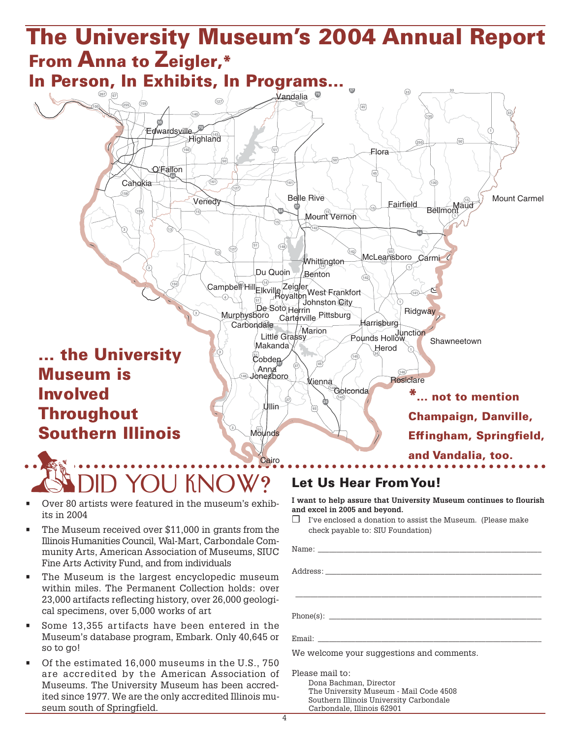# The University Museum's 2004 Annual Report

## From Anna to Zeigler,*

## In Person, In Exhibits, In Programs...

## ... the University Museum is Involved Throughout Southern Illinois

*... not to mention Champaign, Danville, Effingham, Springfield, and Vandalia, too.

## DID YOU KNOW?

- Over 80 artists were featured in the museum's exhibits in 2004
- The Museum received over $11,000 in grants from the Illinois Humanities Council, Wal-Mart, Carbondale Community Arts, American Association of Museums, SIUC Fine Arts Activity Fund, and from individuals
- The Museum is the largest encyclopedic museum within miles. The Permanent Collection holds: over 23,000 artifacts reflecting history, over 26,000 geological specimens, over 5,000 works of art
- Some 13,355 artifacts have been entered in the Museum's database program, Embark. Only 40,645 or so to go!
- Of the estimated 16,000 museums in the U.S., 750 are accredited by the American Association of Museums. The University Museum has been accredited since 1977. We are the only accredited Illinois museum south of Springfield.

## Let Us Hear From You!

**I want to help assure that University Museum continues to flourish and excel in 2005 and beyond.**

❒ I've enclosed a donation to assist the Museum. (Please make check payable to: SIU Foundation)

Name: ____________________________________________

Address: __________________________________________

__________________________________________________

Phone(s): _________________________________________

Email: ____________________________________________

We welcome your suggestions and comments.

Please mail to:

Dona Bachman, Director
The University Museum - Mail Code 4508
Southern Illinois University Carbondale
Carbondale, Illinois 62901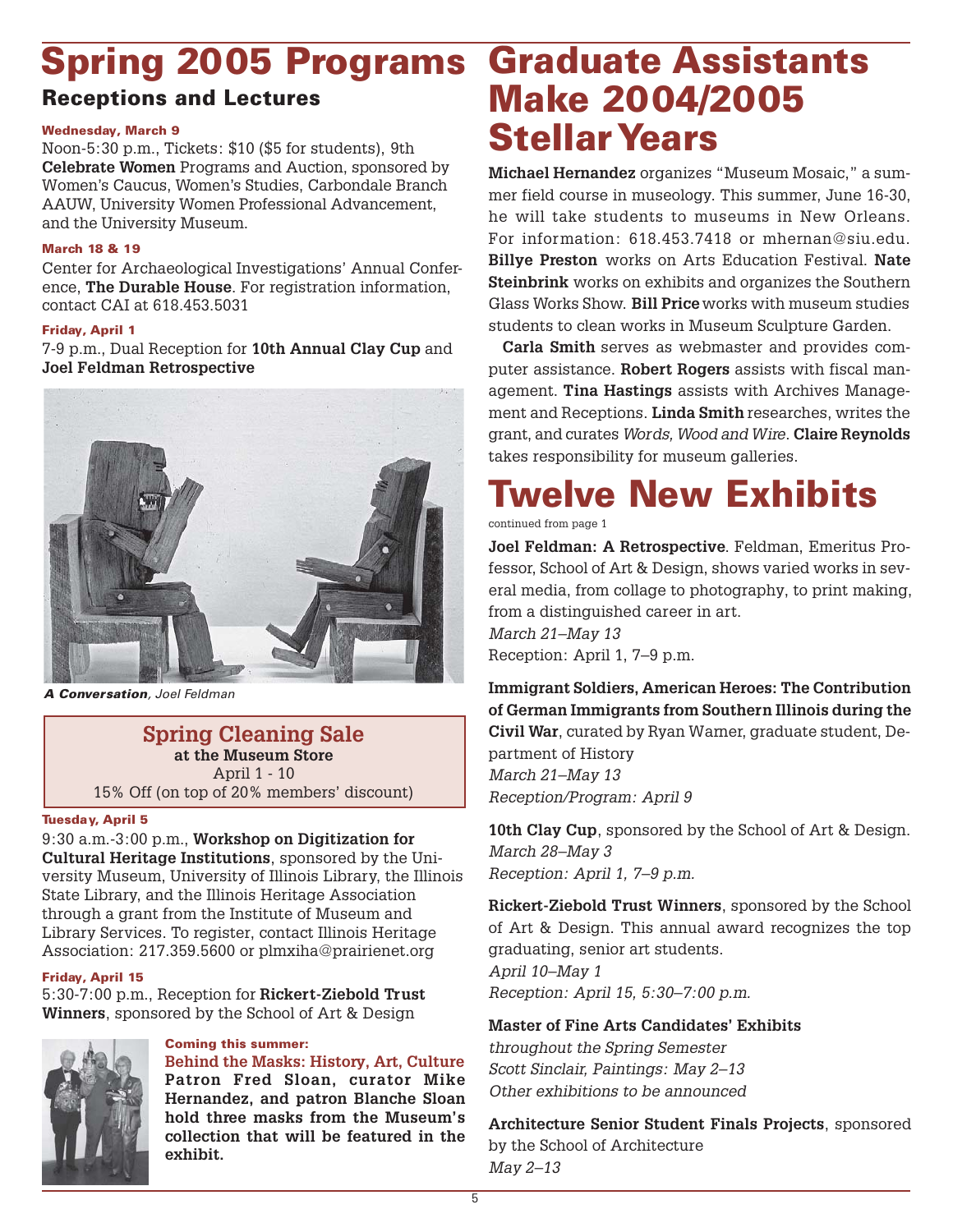# Spring 2005 Programs

## Receptions and Lectures

**Wednesday, March 9**

Noon-5:30 p.m., Tickets: $10 ($5 for students), 9th **Celebrate Women** Programs and Auction, sponsored by Women's Caucus, Women's Studies, Carbondale Branch AAUW, University Women Professional Advancement, and the University Museum.

**March 18 & 19**

Center for Archaeological Investigations' Annual Conference, **The Durable House**. For registration information, contact CAI at 618.453.5031

**Friday, April 1**

7-9 p.m., Dual Reception for **10th Annual Clay Cup** and **Joel Feldman Retrospective**

***A Conversation**, Joel Feldman*

**Spring Cleaning Sale**
**at the Museum Store**
April 1 - 10
15% Off (on top of 20% members' discount)

**Tuesday, April 5**

9:30 a.m.-3:00 p.m., **Workshop on Digitization for Cultural Heritage Institutions**, sponsored by the University Museum, University of Illinois Library, the Illinois State Library, and the Illinois Heritage Association through a grant from the Institute of Museum and Library Services. To register, contact Illinois Heritage Association: 217.359.5600 or plmxiha@prairienet.org

**Friday, April 15**

5:30-7:00 p.m., Reception for **Rickert-Ziebold Trust Winners**, sponsored by the School of Art & Design

**Coming this summer:**
**Behind the Masks: History, Art, Culture**
**Patron Fred Sloan, curator Mike Hernandez, and patron Blanche Sloan hold three masks from the Museum's collection that will be featured in the exhibit.**

# Graduate Assistants Make 2004/2005 Stellar Years

**Michael Hernandez** organizes "Museum Mosaic," a summer field course in museology. This summer, June 16-30, he will take students to museums in New Orleans. For information: 618.453.7418 or mhernan@siu.edu. **Billye Preston** works on Arts Education Festival. **Nate Steinbrink** works on exhibits and organizes the Southern Glass Works Show. **Bill Price** works with museum studies students to clean works in Museum Sculpture Garden.

**Carla Smith** serves as webmaster and provides computer assistance. **Robert Rogers** assists with fiscal management. **Tina Hastings** assists with Archives Management and Receptions. **Linda Smith** researches, writes the grant, and curates *Words, Wood and Wire*. **Claire Reynolds** takes responsibility for museum galleries.

# Twelve New Exhibits

continued from page 1

**Joel Feldman: A Retrospective**. Feldman, Emeritus Professor, School of Art & Design, shows varied works in several media, from collage to photography, to print making, from a distinguished career in art.
*March 21–May 13*
Reception: April 1, 7–9 p.m.

**Immigrant Soldiers, American Heroes: The Contribution of German Immigrants from Southern Illinois during the Civil War**, curated by Ryan Warner, graduate student, Department of History
*March 21–May 13*
*Reception/Program: April 9*

**10th Clay Cup**, sponsored by the School of Art & Design.
*March 28–May 3*
*Reception: April 1, 7–9 p.m.*

**Rickert-Ziebold Trust Winners**, sponsored by the School of Art & Design. This annual award recognizes the top graduating, senior art students.
*April 10–May 1*
*Reception: April 15, 5:30–7:00 p.m.*

**Master of Fine Arts Candidates' Exhibits**
*throughout the Spring Semester*
*Scott Sinclair, Paintings: May 2–13*
*Other exhibitions to be announced*

**Architecture Senior Student Finals Projects**, sponsored by the School of Architecture
*May 2–13*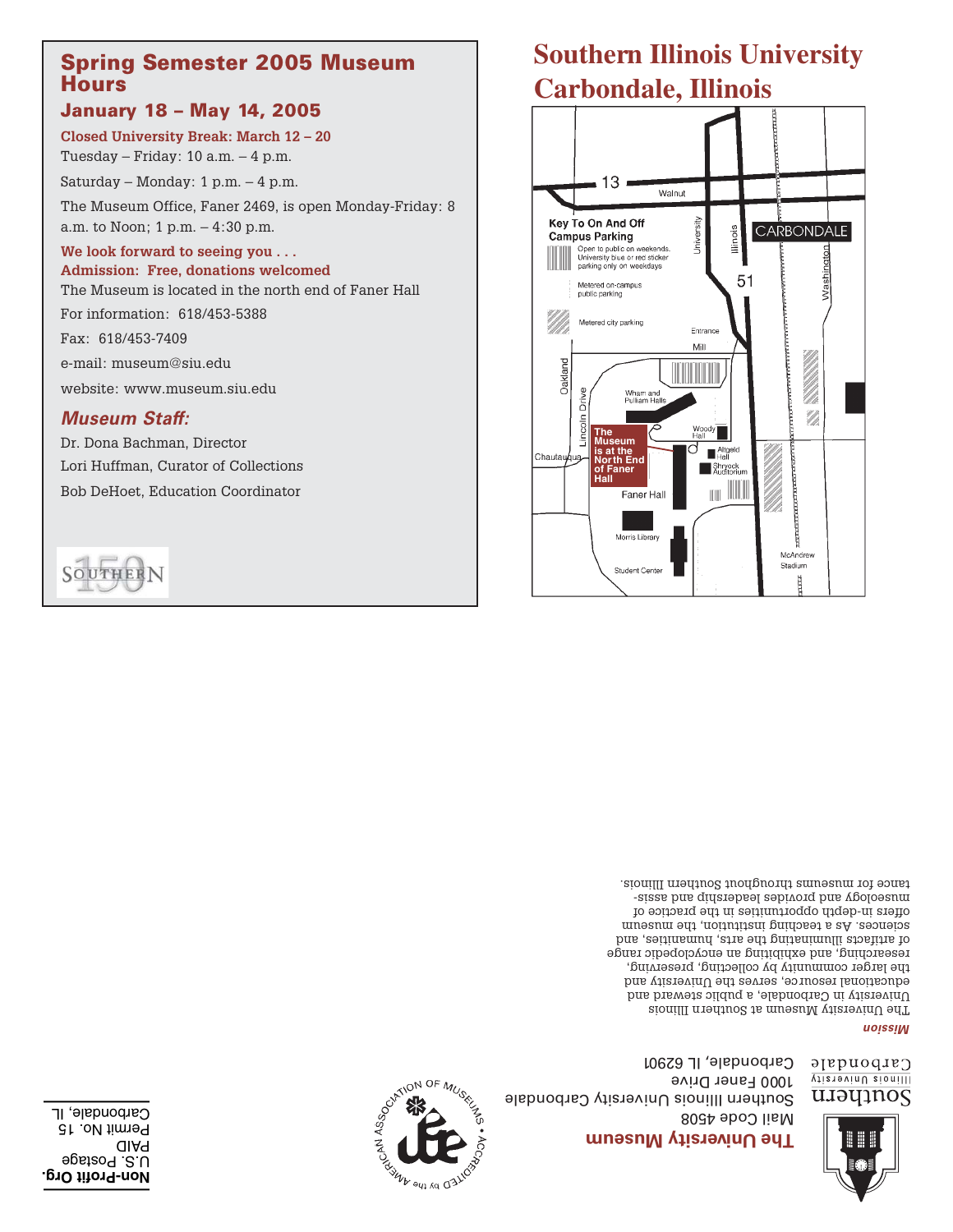## Spring Semester 2005 Museum Hours

### January 18 – May 14, 2005

**Closed University Break: March 12 – 20**

Tuesday – Friday: 10 a.m. – 4 p.m.

Saturday – Monday: 1 p.m. – 4 p.m.

The Museum Office, Faner 2469, is open Monday-Friday: 8 a.m. to Noon; 1 p.m. – 4:30 p.m.

**We look forward to seeing you . . .**
**Admission: Free, donations welcomed**

The Museum is located in the north end of Faner Hall

For information: 618/453-5388

Fax: 618/453-7409

e-mail: museum@siu.edu

website: www.museum.siu.edu

### *Museum Staff:*

Dr. Dona Bachman, Director

Lori Huffman, Curator of Collections

Bob DeHoet, Education Coordinator

SOUTHERN 150

## Southern Illinois University Carbondale, Illinois

13
Walnut
University
Illinois
CARBONDALE
Washington
51
Key To On And Off Campus Parking
Open to public on weekends. University blue or red sticker parking only on weekdays
Metered on-campus public parking
Metered city parking
Entrance
Mill
Oakland
Lincoln Drive
Chautauqua
Wham and Pulliam Halls
Woody Hall
The Museum is at the North End of Faner Hall
Altgeld Hall
Shryock Auditorium
Faner Hall
Morris Library
Student Center
McAndrew Stadium

**The University Museum**
Mail Code 4508
Southern Illinois University Carbondale
1000 Faner Drive
Carbondale, IL 62901

Southern Illinois University Carbondale

***Mission***

The University Museum at Southern Illinois University in Carbondale, a public steward and educational resource, serves the University and the larger community by collecting, preserving, researching, and exhibiting an encyclopedic range of artifacts illuminating the arts, humanities, and sciences. As a teaching institution, the museum offers in-depth opportunities in the practice of museology and provides leadership and assistance for museums throughout Southern Illinois.

ACCREDITED by the AMERICAN ASSOCIATION OF MUSEUMS

**Non-Profit Org.**
U.S. Postage
PAID
Permit No. 15
Carbondale, IL